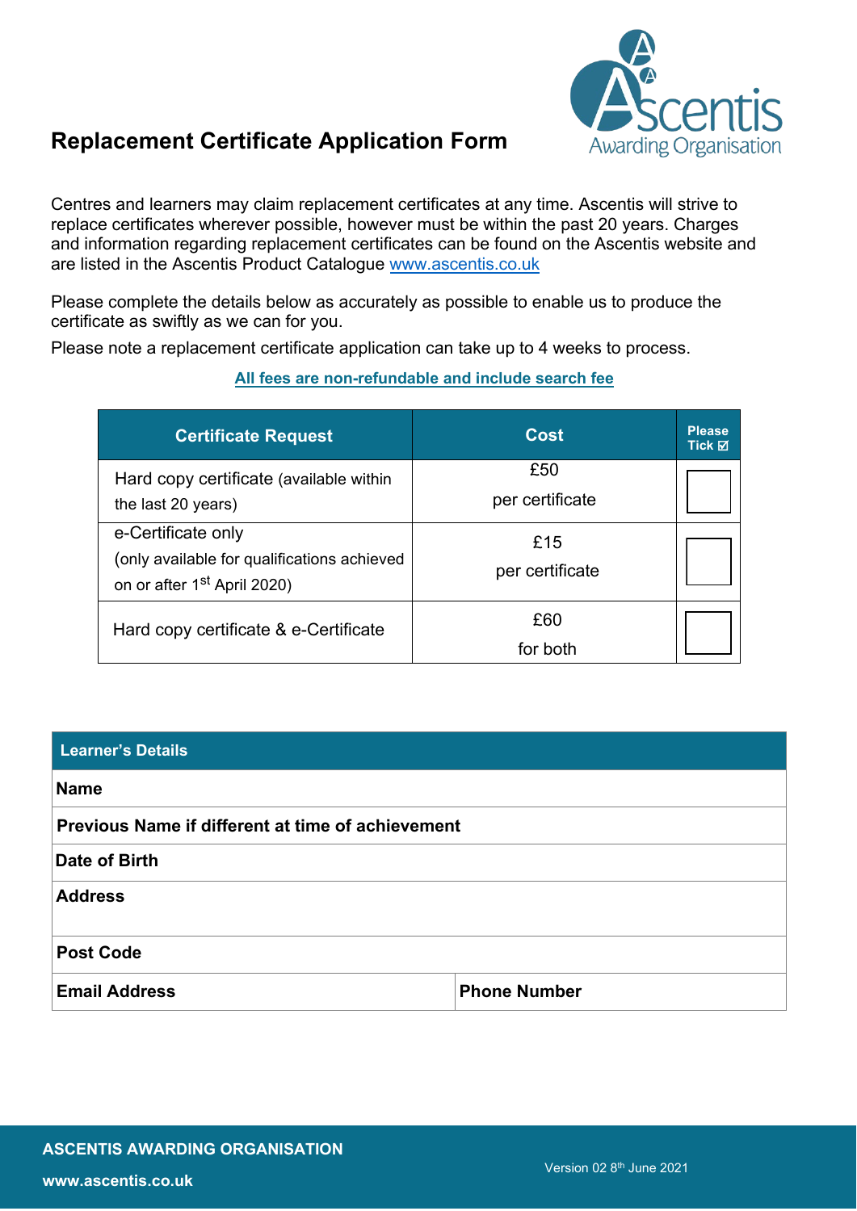# Replacement Certificate Application Form

Centres and learners may claim replacement certificates at any time. Ascentis will strive to replace certificates wherever possible, however must be within the past 20 years. Charges and information regarding replacement certificates can be found on the Ascentis website and are listed in the Ascentis Product Catalogue www.ascentis.co.uk

Please complete the details below as accurately as possible to enable us to produce the certificate as swiftly as we can for you.

Please note a replacement certificate application can take up to 4 weeks to process.

**All fees are non-refundable and include search fee**

| Certificate Request | Cost | Please Tick ☑ |
|---|---|---|
| Hard copy certificate (available within the last 20 years) | £50 per certificate | ☐ |
| e-Certificate only (only available for qualifications achieved on or after 1st April 2020) | £15 per certificate | ☐ |
| Hard copy certificate & e-Certificate | £60 for both | ☐ |

| Learner's Details | |
|---|---|
| **Name** | |
| **Previous Name if different at time of achievement** | |
| **Date of Birth** | |
| **Address** | |
| **Post Code** | |
| **Email Address** | **Phone Number** |

**ASCENTIS AWARDING ORGANISATION**

**www.ascentis.co.uk**

Version 02 8th June 2021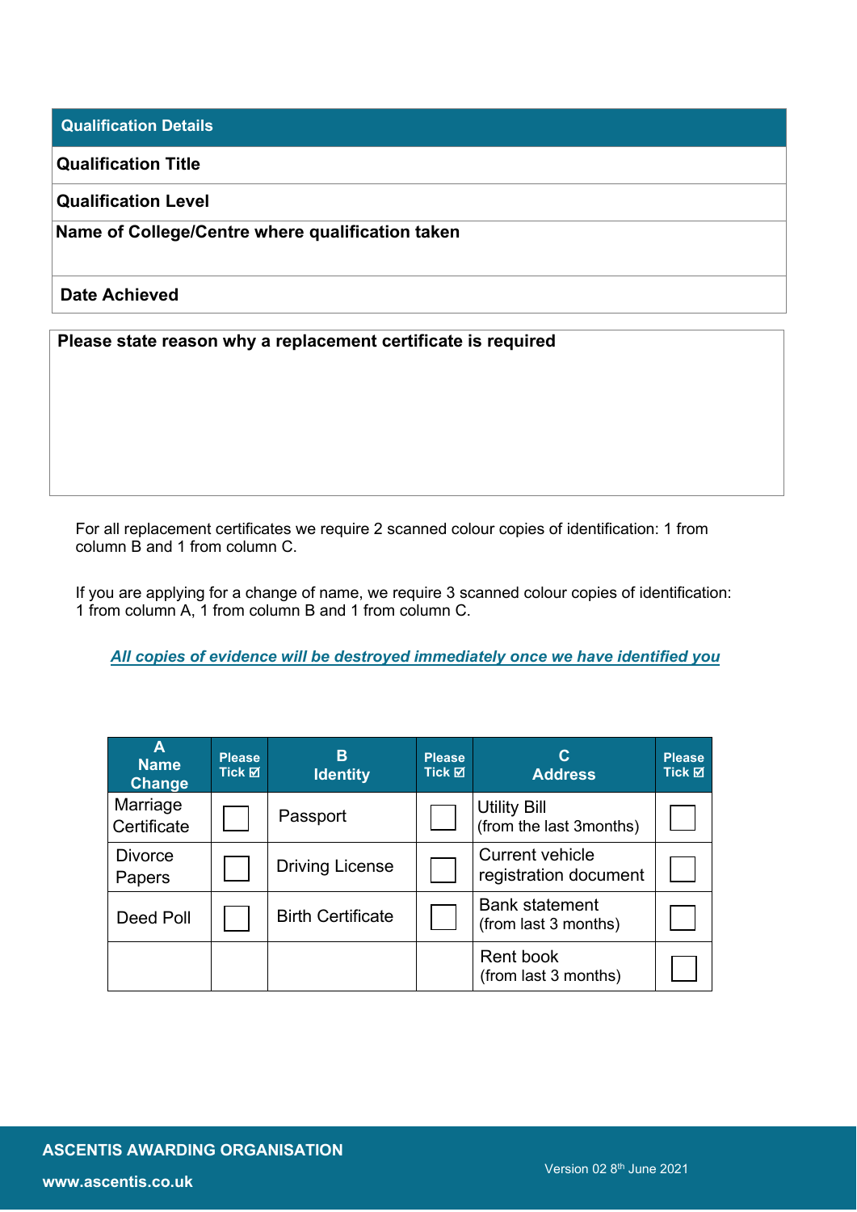| Qualification Details |
|---|
| **Qualification Title** |
| **Qualification Level** |
| **Name of College/Centre where qualification taken** |
| **Date Achieved** |

| Please state reason why a replacement certificate is required |
|---|
| |

For all replacement certificates we require 2 scanned colour copies of identification: 1 from column B and 1 from column C.

If you are applying for a change of name, we require 3 scanned colour copies of identification: 1 from column A, 1 from column B and 1 from column C.

***All copies of evidence will be destroyed immediately once we have identified you***

| A Name Change | Please Tick ☑ | B Identity | Please Tick ☑ | C Address | Please Tick ☑ |
|---|---|---|---|---|---|
| Marriage Certificate | ☐ | Passport | ☐ | Utility Bill (from the last 3months) | ☐ |
| Divorce Papers | ☐ | Driving License | ☐ | Current vehicle registration document | ☐ |
| Deed Poll | ☐ | Birth Certificate | ☐ | Bank statement (from last 3 months) | ☐ |
| | | | | Rent book (from last 3 months) | ☐ |

ASCENTIS AWARDING ORGANISATION

www.ascentis.co.uk

Version 02 8th June 2021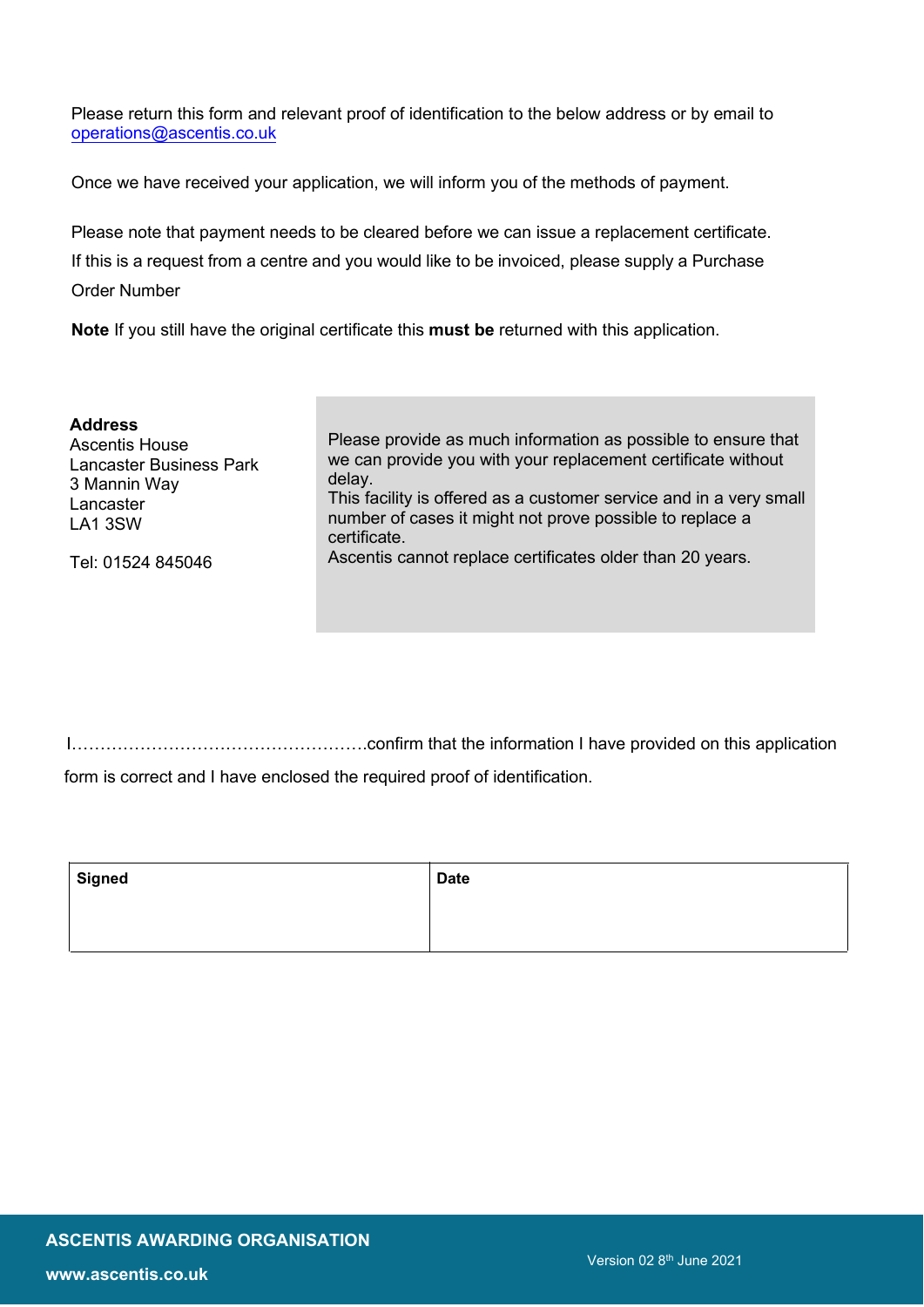Please return this form and relevant proof of identification to the below address or by email to operations@ascentis.co.uk

Once we have received your application, we will inform you of the methods of payment.

Please note that payment needs to be cleared before we can issue a replacement certificate. If this is a request from a centre and you would like to be invoiced, please supply a Purchase Order Number

**Note** If you still have the original certificate this **must be** returned with this application.

**Address**
Ascentis House
Lancaster Business Park
3 Mannin Way
Lancaster
LA1 3SW

Tel: 01524 845046

Please provide as much information as possible to ensure that we can provide you with your replacement certificate without delay.
This facility is offered as a customer service and in a very small number of cases it might not prove possible to replace a certificate.
Ascentis cannot replace certificates older than 20 years.

I……………………………………………confirm that the information I have provided on this application form is correct and I have enclosed the required proof of identification.

| **Signed** | **Date** |
|---|---|
| | |

**ASCENTIS AWARDING ORGANISATION**

**www.ascentis.co.uk**

Version 02 8th June 2021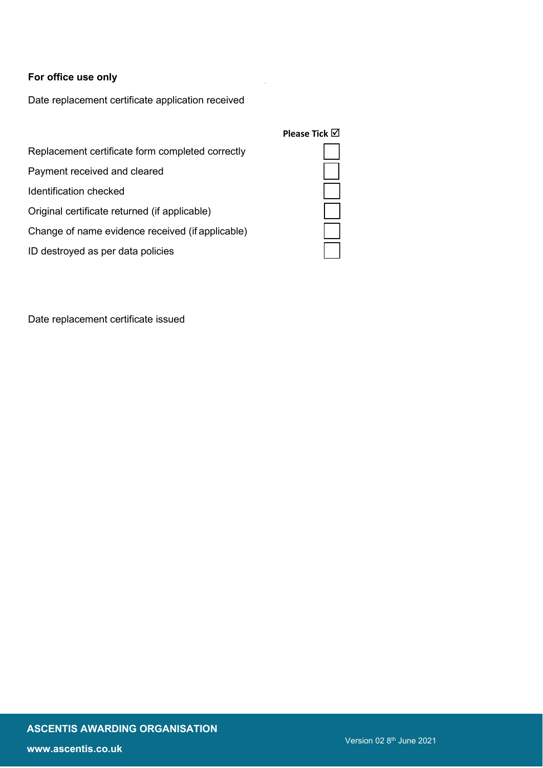**For office use only**

Date replacement certificate application received

| | Please Tick ☑ |
|---|---|
| Replacement certificate form completed correctly | ☐ |
| Payment received and cleared | ☐ |
| Identification checked | ☐ |
| Original certificate returned (if applicable) | ☐ |
| Change of name evidence received (if applicable) | ☐ |
| ID destroyed as per data policies | ☐ |

Date replacement certificate issued

**ASCENTIS AWARDING ORGANISATION**

**www.ascentis.co.uk**

Version 02 8th June 2021